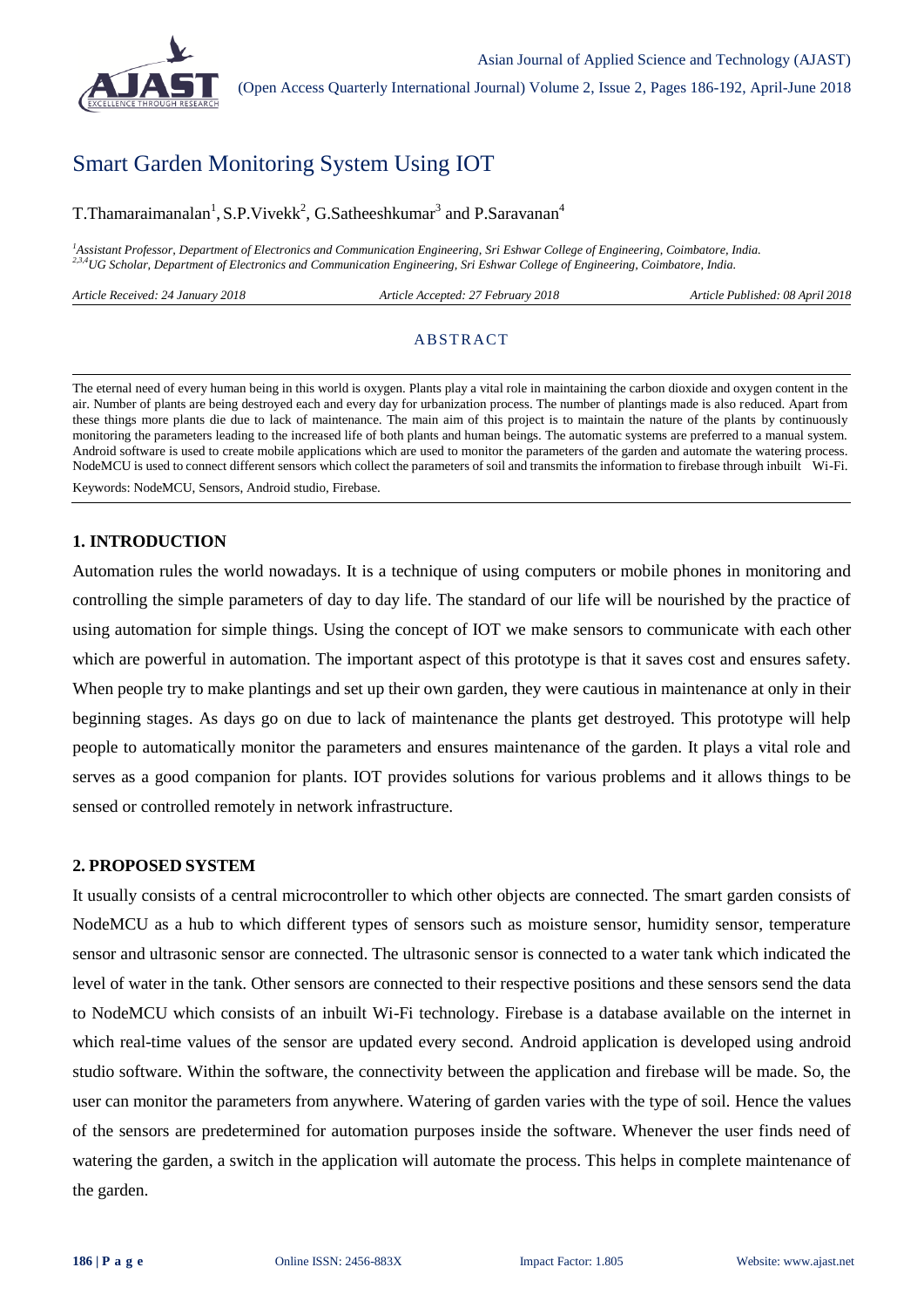# Smart Garden Monitoring System Using IOT

T.Thamaraimanalan[1], S.P.Vivekk[2], G.Satheeshkumar[3] and P.Saravanan[4]

*[1]Assistant Professor, Department of Electronics and Communication Engineering, Sri Eshwar College of Engineering, Coimbatore, India.*
*[2,3,4]UG Scholar, Department of Electronics and Communication Engineering, Sri Eshwar College of Engineering, Coimbatore, India.*

*Article Received: 24 January 2018* *Article Accepted: 27 February 2018* *Article Published: 08 April 2018*

## ABSTRACT

The eternal need of every human being in this world is oxygen. Plants play a vital role in maintaining the carbon dioxide and oxygen content in the air. Number of plants are being destroyed each and every day for urbanization process. The number of plantings made is also reduced. Apart from these things more plants die due to lack of maintenance. The main aim of this project is to maintain the nature of the plants by continuously monitoring the parameters leading to the increased life of both plants and human beings. The automatic systems are preferred to a manual system. Android software is used to create mobile applications which are used to monitor the parameters of the garden and automate the watering process. NodeMCU is used to connect different sensors which collect the parameters of soil and transmits the information to firebase through inbuilt Wi-Fi.

Keywords: NodeMCU, Sensors, Android studio, Firebase.

## 1. INTRODUCTION

Automation rules the world nowadays. It is a technique of using computers or mobile phones in monitoring and controlling the simple parameters of day to day life. The standard of our life will be nourished by the practice of using automation for simple things. Using the concept of IOT we make sensors to communicate with each other which are powerful in automation. The important aspect of this prototype is that it saves cost and ensures safety. When people try to make plantings and set up their own garden, they were cautious in maintenance at only in their beginning stages. As days go on due to lack of maintenance the plants get destroyed. This prototype will help people to automatically monitor the parameters and ensures maintenance of the garden. It plays a vital role and serves as a good companion for plants. IOT provides solutions for various problems and it allows things to be sensed or controlled remotely in network infrastructure.

## 2. PROPOSED SYSTEM

It usually consists of a central microcontroller to which other objects are connected. The smart garden consists of NodeMCU as a hub to which different types of sensors such as moisture sensor, humidity sensor, temperature sensor and ultrasonic sensor are connected. The ultrasonic sensor is connected to a water tank which indicated the level of water in the tank. Other sensors are connected to their respective positions and these sensors send the data to NodeMCU which consists of an inbuilt Wi-Fi technology. Firebase is a database available on the internet in which real-time values of the sensor are updated every second. Android application is developed using android studio software. Within the software, the connectivity between the application and firebase will be made. So, the user can monitor the parameters from anywhere. Watering of garden varies with the type of soil. Hence the values of the sensors are predetermined for automation purposes inside the software. Whenever the user finds need of watering the garden, a switch in the application will automate the process. This helps in complete maintenance of the garden.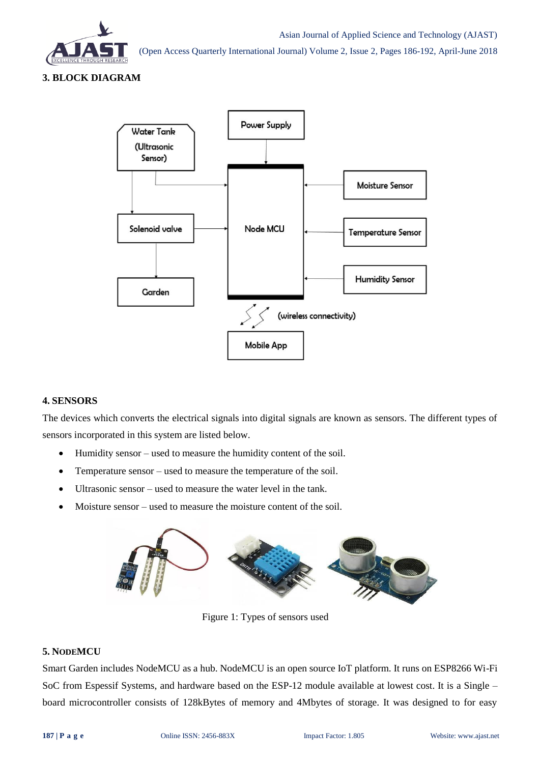## 3. BLOCK DIAGRAM

## 4. SENSORS

The devices which converts the electrical signals into digital signals are known as sensors. The different types of sensors incorporated in this system are listed below.

- Humidity sensor – used to measure the humidity content of the soil.
- Temperature sensor – used to measure the temperature of the soil.
- Ultrasonic sensor – used to measure the water level in the tank.
- Moisture sensor – used to measure the moisture content of the soil.

Figure 1: Types of sensors used

## 5. NODEMCU

Smart Garden includes NodeMCU as a hub. NodeMCU is an open source IoT platform. It runs on ESP8266 Wi-Fi SoC from Espessif Systems, and hardware based on the ESP-12 module available at lowest cost. It is a Single – board microcontroller consists of 128kBytes of memory and 4Mbytes of storage. It was designed to for easy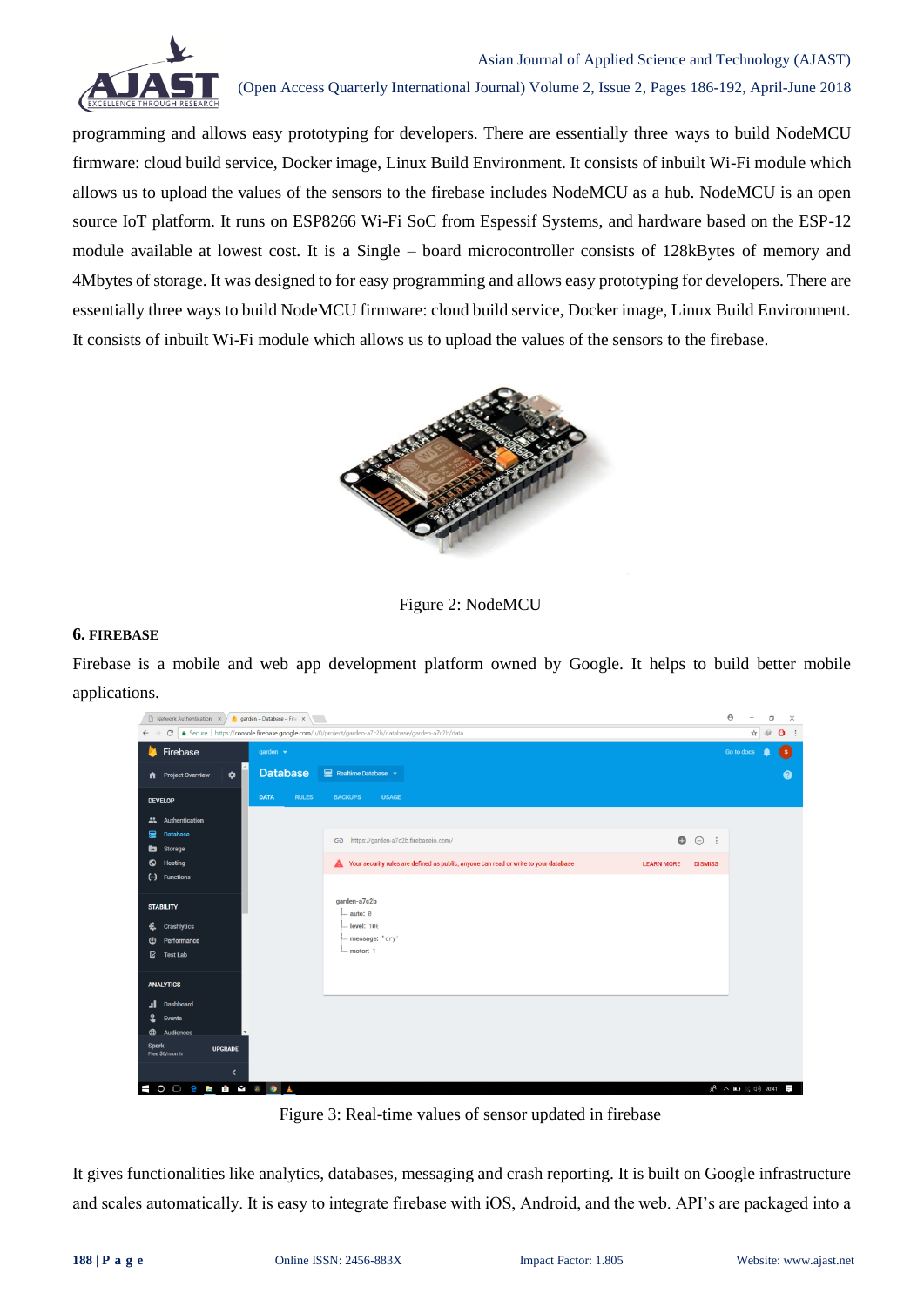programming and allows easy prototyping for developers. There are essentially three ways to build NodeMCU firmware: cloud build service, Docker image, Linux Build Environment. It consists of inbuilt Wi-Fi module which allows us to upload the values of the sensors to the firebase includes NodeMCU as a hub. NodeMCU is an open source IoT platform. It runs on ESP8266 Wi-Fi SoC from Espessif Systems, and hardware based on the ESP-12 module available at lowest cost. It is a Single – board microcontroller consists of 128kBytes of memory and 4Mbytes of storage. It was designed to for easy programming and allows easy prototyping for developers. There are essentially three ways to build NodeMCU firmware: cloud build service, Docker image, Linux Build Environment. It consists of inbuilt Wi-Fi module which allows us to upload the values of the sensors to the firebase.

Figure 2: NodeMCU

## 6. FIREBASE

Firebase is a mobile and web app development platform owned by Google. It helps to build better mobile applications.

Figure 3: Real-time values of sensor updated in firebase

It gives functionalities like analytics, databases, messaging and crash reporting. It is built on Google infrastructure and scales automatically. It is easy to integrate firebase with iOS, Android, and the web. API's are packaged into a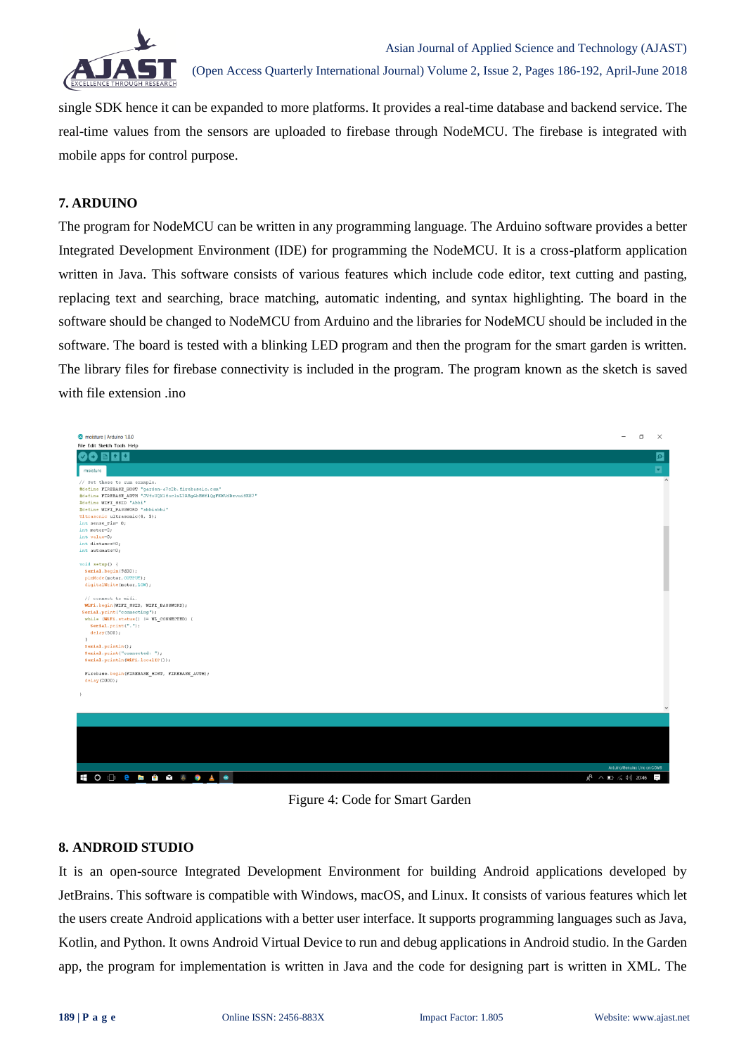single SDK hence it can be expanded to more platforms. It provides a real-time database and backend service. The real-time values from the sensors are uploaded to firebase through NodeMCU. The firebase is integrated with mobile apps for control purpose.

## 7. ARDUINO

The program for NodeMCU can be written in any programming language. The Arduino software provides a better Integrated Development Environment (IDE) for programming the NodeMCU. It is a cross-platform application written in Java. This software consists of various features which include code editor, text cutting and pasting, replacing text and searching, brace matching, automatic indenting, and syntax highlighting. The board in the software should be changed to NodeMCU from Arduino and the libraries for NodeMCU should be included in the software. The board is tested with a blinking LED program and then the program for the smart garden is written. The library files for firebase connectivity is included in the program. The program known as the sketch is saved with file extension .ino

```
// Set these to run example.
#define FIREBASE_HOST "garden-a7c2b.firebaseio.com"
#define FIREBASE_AUTH "7V6sUQX1foclxZ3RBgGhBMf1QgFEWUdbxvuiSHB7"
#define WIFI_SSID "abhi"
#define WIFI_PASSWORD "abbiabhi"
Ultrasonic ultrasonic(4, 5);
int sense_Pin= 0;
int motor=2;
int value=0;
int distance=0;
int automate=0;

void setup() {
  Serial.begin(9600);
  pinMode(motor,OUTPUT);
  digitalWrite(motor,LOW);

  // connect to wifi.
  WiFi.begin(WIFI_SSID, WIFI_PASSWORD);
 Serial.print("connecting");
  while (WiFi.status() != WL_CONNECTED) {
    Serial.print(".");
    delay(500);
  }
  Serial.println();
  Serial.print("connected: ");
  Serial.println(WiFi.localIP());

  Firebase.begin(FIREBASE_HOST, FIREBASE_AUTH);
  delay(2000);

}
```

Figure 4: Code for Smart Garden

## 8. ANDROID STUDIO

It is an open-source Integrated Development Environment for building Android applications developed by JetBrains. This software is compatible with Windows, macOS, and Linux. It consists of various features which let the users create Android applications with a better user interface. It supports programming languages such as Java, Kotlin, and Python. It owns Android Virtual Device to run and debug applications in Android studio. In the Garden app, the program for implementation is written in Java and the code for designing part is written in XML. The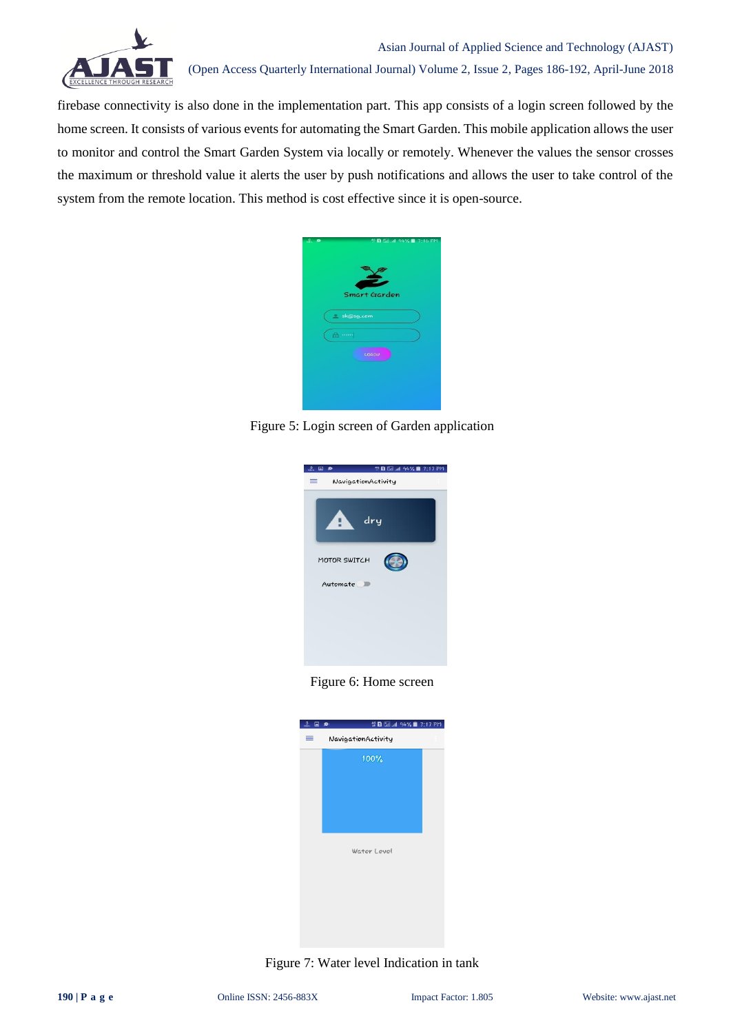firebase connectivity is also done in the implementation part. This app consists of a login screen followed by the home screen. It consists of various events for automating the Smart Garden. This mobile application allows the user to monitor and control the Smart Garden System via locally or remotely. Whenever the values the sensor crosses the maximum or threshold value it alerts the user by push notifications and allows the user to take control of the system from the remote location. This method is cost effective since it is open-source.

Figure 5: Login screen of Garden application

Figure 6: Home screen

Figure 7: Water level Indication in tank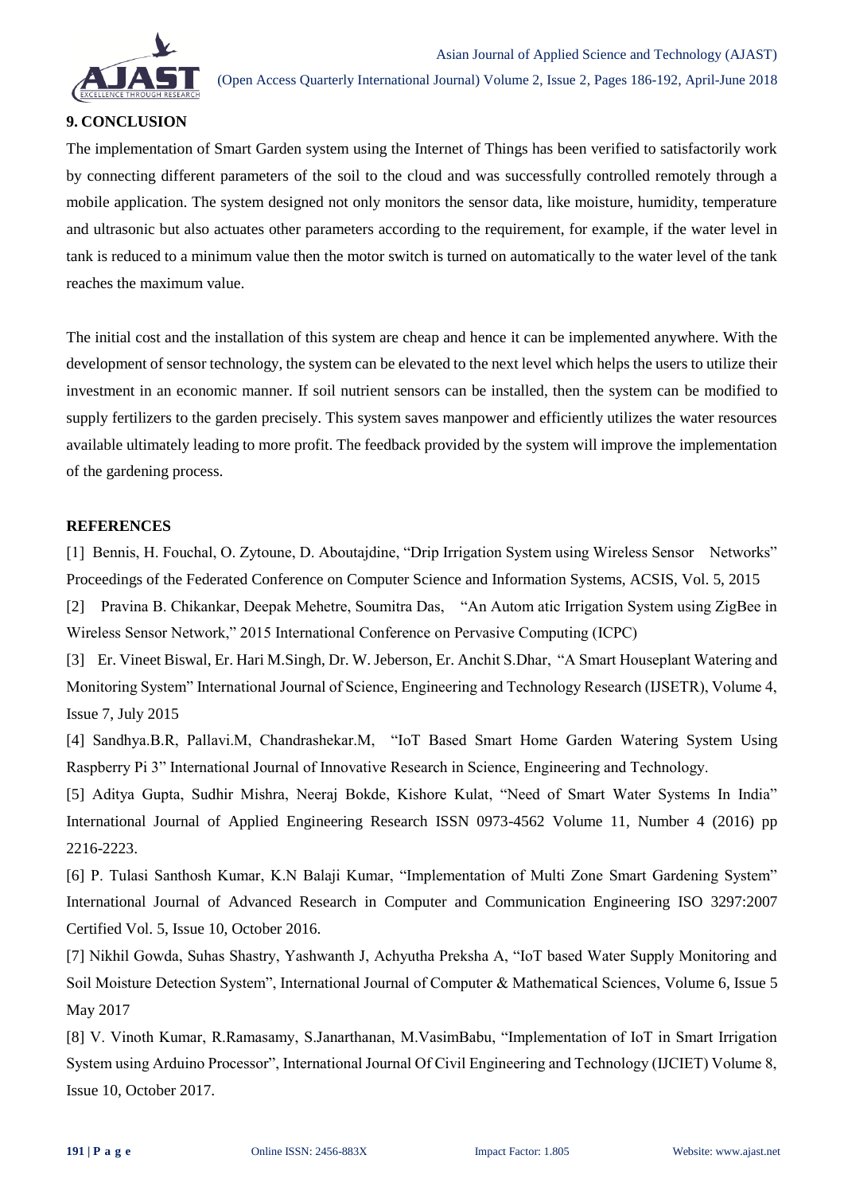## 9. CONCLUSION

The implementation of Smart Garden system using the Internet of Things has been verified to satisfactorily work by connecting different parameters of the soil to the cloud and was successfully controlled remotely through a mobile application. The system designed not only monitors the sensor data, like moisture, humidity, temperature and ultrasonic but also actuates other parameters according to the requirement, for example, if the water level in tank is reduced to a minimum value then the motor switch is turned on automatically to the water level of the tank reaches the maximum value.

The initial cost and the installation of this system are cheap and hence it can be implemented anywhere. With the development of sensor technology, the system can be elevated to the next level which helps the users to utilize their investment in an economic manner. If soil nutrient sensors can be installed, then the system can be modified to supply fertilizers to the garden precisely. This system saves manpower and efficiently utilizes the water resources available ultimately leading to more profit. The feedback provided by the system will improve the implementation of the gardening process.

## REFERENCES

[1] Bennis, H. Fouchal, O. Zytoune, D. Aboutajdine, "Drip Irrigation System using Wireless Sensor Networks" Proceedings of the Federated Conference on Computer Science and Information Systems, ACSIS, Vol. 5, 2015

[2] Pravina B. Chikankar, Deepak Mehetre, Soumitra Das, "An Autom atic Irrigation System using ZigBee in Wireless Sensor Network," 2015 International Conference on Pervasive Computing (ICPC)

[3] Er. Vineet Biswal, Er. Hari M.Singh, Dr. W. Jeberson, Er. Anchit S.Dhar, "A Smart Houseplant Watering and Monitoring System" International Journal of Science, Engineering and Technology Research (IJSETR), Volume 4, Issue 7, July 2015

[4] Sandhya.B.R, Pallavi.M, Chandrashekar.M, "IoT Based Smart Home Garden Watering System Using Raspberry Pi 3" International Journal of Innovative Research in Science, Engineering and Technology.

[5] Aditya Gupta, Sudhir Mishra, Neeraj Bokde, Kishore Kulat, "Need of Smart Water Systems In India" International Journal of Applied Engineering Research ISSN 0973-4562 Volume 11, Number 4 (2016) pp 2216-2223.

[6] P. Tulasi Santhosh Kumar, K.N Balaji Kumar, "Implementation of Multi Zone Smart Gardening System" International Journal of Advanced Research in Computer and Communication Engineering ISO 3297:2007 Certified Vol. 5, Issue 10, October 2016.

[7] Nikhil Gowda, Suhas Shastry, Yashwanth J, Achyutha Preksha A, "IoT based Water Supply Monitoring and Soil Moisture Detection System", International Journal of Computer & Mathematical Sciences, Volume 6, Issue 5 May 2017

[8] V. Vinoth Kumar, R.Ramasamy, S.Janarthanan, M.VasimBabu, "Implementation of IoT in Smart Irrigation System using Arduino Processor", International Journal Of Civil Engineering and Technology (IJCIET) Volume 8, Issue 10, October 2017.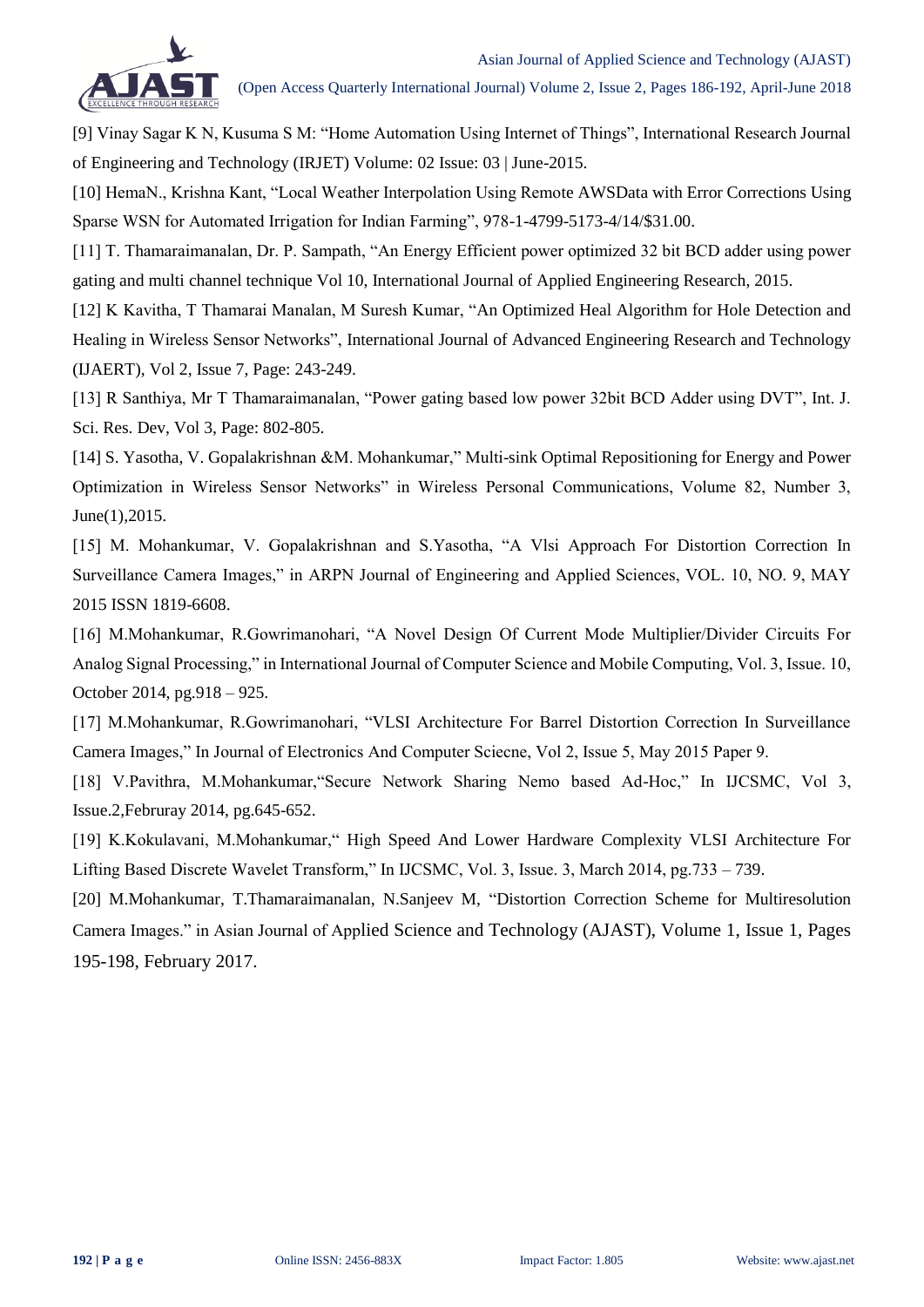[9] Vinay Sagar K N, Kusuma S M: "Home Automation Using Internet of Things", International Research Journal of Engineering and Technology (IRJET) Volume: 02 Issue: 03 | June-2015.

[10] HemaN., Krishna Kant, "Local Weather Interpolation Using Remote AWSData with Error Corrections Using Sparse WSN for Automated Irrigation for Indian Farming", 978-1-4799-5173-4/14/$31.00.

[11] T. Thamaraimanalan, Dr. P. Sampath, "An Energy Efficient power optimized 32 bit BCD adder using power gating and multi channel technique Vol 10, International Journal of Applied Engineering Research, 2015.

[12] K Kavitha, T Thamarai Manalan, M Suresh Kumar, "An Optimized Heal Algorithm for Hole Detection and Healing in Wireless Sensor Networks", International Journal of Advanced Engineering Research and Technology (IJAERT), Vol 2, Issue 7, Page: 243-249.

[13] R Santhiya, Mr T Thamaraimanalan, "Power gating based low power 32bit BCD Adder using DVT", Int. J. Sci. Res. Dev, Vol 3, Page: 802-805.

[14] S. Yasotha, V. Gopalakrishnan &M. Mohankumar," Multi-sink Optimal Repositioning for Energy and Power Optimization in Wireless Sensor Networks" in Wireless Personal Communications, Volume 82, Number 3, June(1),2015.

[15] M. Mohankumar, V. Gopalakrishnan and S.Yasotha, "A Vlsi Approach For Distortion Correction In Surveillance Camera Images," in ARPN Journal of Engineering and Applied Sciences, VOL. 10, NO. 9, MAY 2015 ISSN 1819-6608.

[16] M.Mohankumar, R.Gowrimanohari, "A Novel Design Of Current Mode Multiplier/Divider Circuits For Analog Signal Processing," in International Journal of Computer Science and Mobile Computing, Vol. 3, Issue. 10, October 2014, pg.918 – 925.

[17] M.Mohankumar, R.Gowrimanohari, "VLSI Architecture For Barrel Distortion Correction In Surveillance Camera Images," In Journal of Electronics And Computer Sciecne, Vol 2, Issue 5, May 2015 Paper 9.

[18] V.Pavithra, M.Mohankumar,"Secure Network Sharing Nemo based Ad-Hoc," In IJCSMC, Vol 3, Issue.2,Februray 2014, pg.645-652.

[19] K.Kokulavani, M.Mohankumar," High Speed And Lower Hardware Complexity VLSI Architecture For Lifting Based Discrete Wavelet Transform," In IJCSMC, Vol. 3, Issue. 3, March 2014, pg.733 – 739.

[20] M.Mohankumar, T.Thamaraimanalan, N.Sanjeev M, "Distortion Correction Scheme for Multiresolution Camera Images." in Asian Journal of Applied Science and Technology (AJAST), Volume 1, Issue 1, Pages 195-198, February 2017.